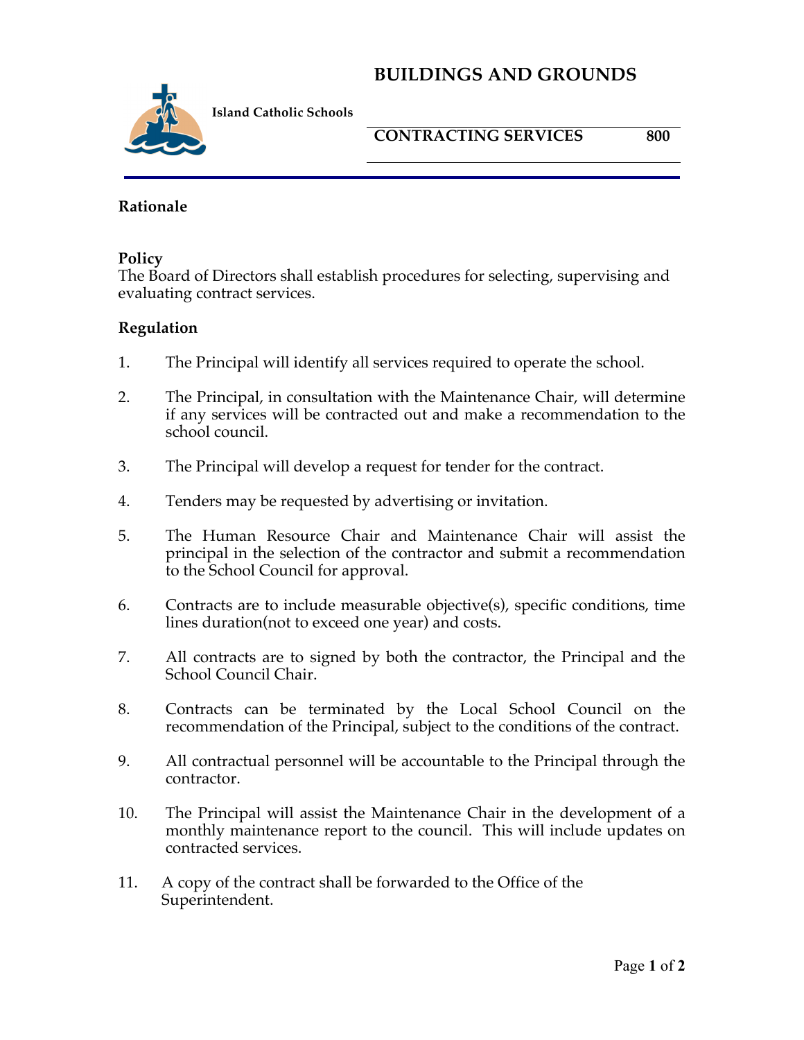# BUILDINGS AND GROUNDS

**Island Catholic Schools**

## CONTRACTING SERVICES 800

### Rationale

### Policy

The Board of Directors shall establish procedures for selecting, supervising and evaluating contract services.

### Regulation

1. The Principal will identify all services required to operate the school.

2. The Principal, in consultation with the Maintenance Chair, will determine if any services will be contracted out and make a recommendation to the school council.

3. The Principal will develop a request for tender for the contract.

4. Tenders may be requested by advertising or invitation.

5. The Human Resource Chair and Maintenance Chair will assist the principal in the selection of the contractor and submit a recommendation to the School Council for approval.

6. Contracts are to include measurable objective(s), specific conditions, time lines duration(not to exceed one year) and costs.

7. All contracts are to signed by both the contractor, the Principal and the School Council Chair.

8. Contracts can be terminated by the Local School Council on the recommendation of the Principal, subject to the conditions of the contract.

9. All contractual personnel will be accountable to the Principal through the contractor.

10. The Principal will assist the Maintenance Chair in the development of a monthly maintenance report to the council. This will include updates on contracted services.

11. A copy of the contract shall be forwarded to the Office of the Superintendent.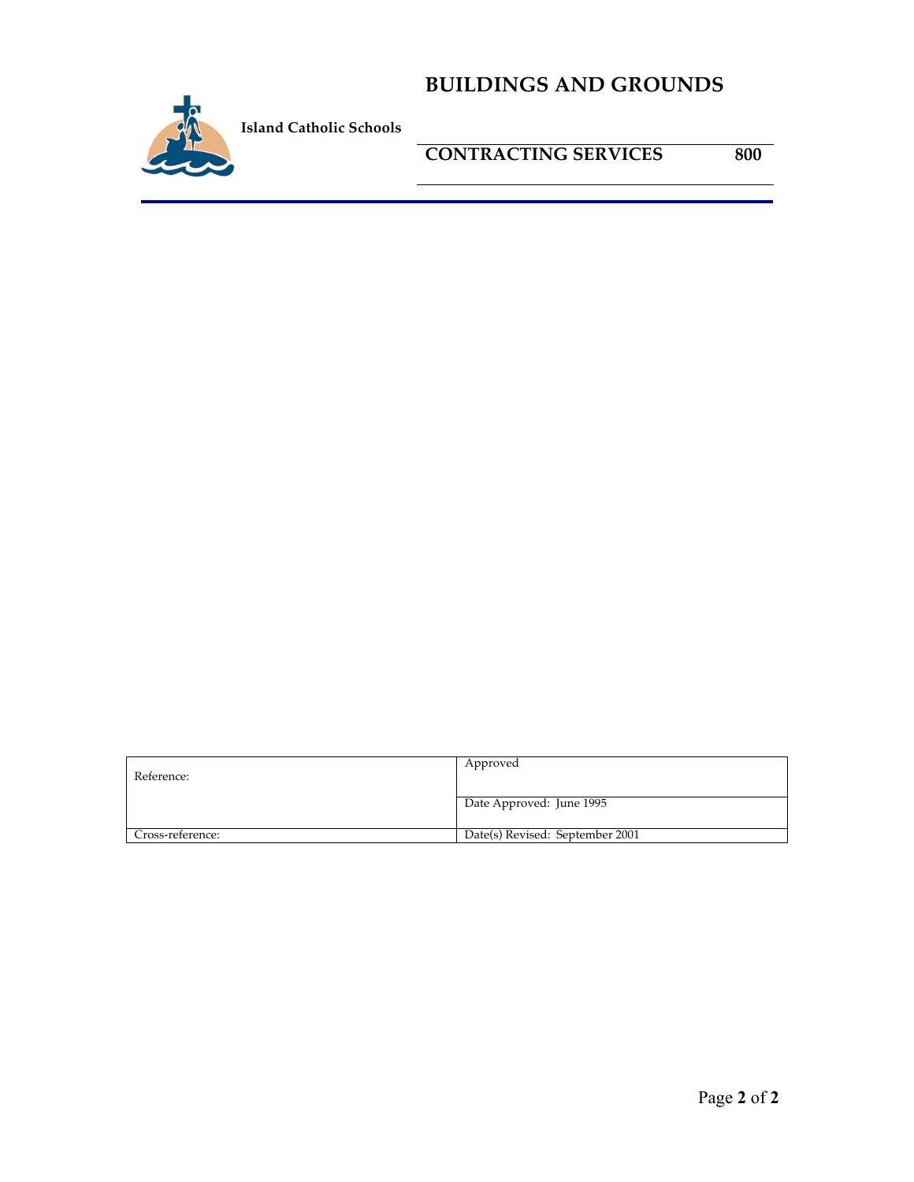| | |
|---|---|
| Reference: | Approved |
| | Date Approved: June 1995 |
| Cross-reference: | Date(s) Revised: September 2001 |